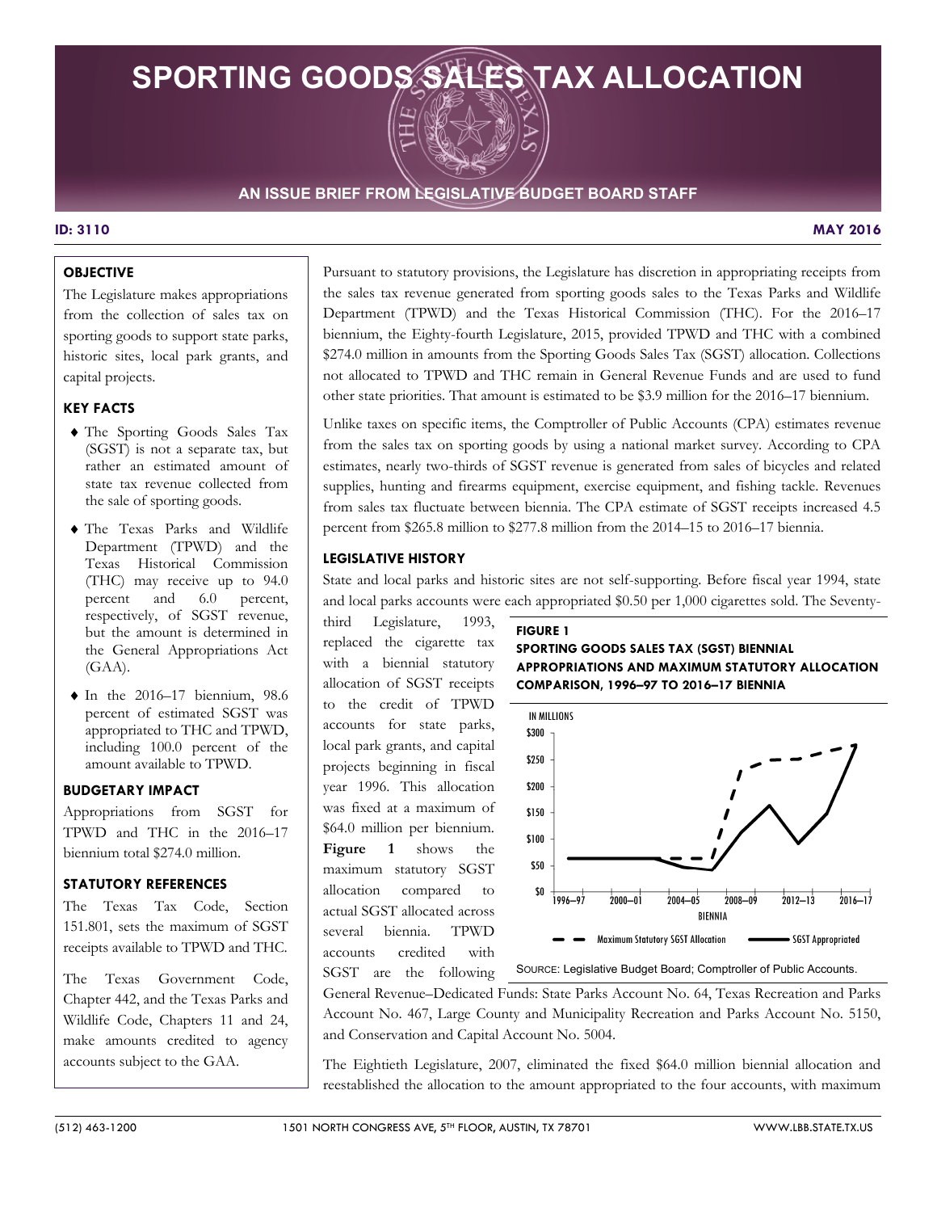# SPORTING GOODS SALES TAX ALLOCATION

AN ISSUE BRIEF FROM LEGISLATIVE BUDGET BOARD STAFF

**ID: 3110** **MAY 2016**

### OBJECTIVE

The Legislature makes appropriations from the collection of sales tax on sporting goods to support state parks, historic sites, local park grants, and capital projects.

### KEY FACTS

- The Sporting Goods Sales Tax (SGST) is not a separate tax, but rather an estimated amount of state tax revenue collected from the sale of sporting goods.
- The Texas Parks and Wildlife Department (TPWD) and the Texas Historical Commission (THC) may receive up to 94.0 percent and 6.0 percent, respectively, of SGST revenue, but the amount is determined in the General Appropriations Act (GAA).
- In the 2016–17 biennium, 98.6 percent of estimated SGST was appropriated to THC and TPWD, including 100.0 percent of the amount available to TPWD.

### BUDGETARY IMPACT

Appropriations from SGST for TPWD and THC in the 2016–17 biennium total $274.0 million.

### STATUTORY REFERENCES

The Texas Tax Code, Section 151.801, sets the maximum of SGST receipts available to TPWD and THC.

The Texas Government Code, Chapter 442, and the Texas Parks and Wildlife Code, Chapters 11 and 24, make amounts credited to agency accounts subject to the GAA.

Pursuant to statutory provisions, the Legislature has discretion in appropriating receipts from the sales tax revenue generated from sporting goods sales to the Texas Parks and Wildlife Department (TPWD) and the Texas Historical Commission (THC). For the 2016–17 biennium, the Eighty-fourth Legislature, 2015, provided TPWD and THC with a combined $274.0 million in amounts from the Sporting Goods Sales Tax (SGST) allocation. Collections not allocated to TPWD and THC remain in General Revenue Funds and are used to fund other state priorities. That amount is estimated to be $3.9 million for the 2016–17 biennium.

Unlike taxes on specific items, the Comptroller of Public Accounts (CPA) estimates revenue from the sales tax on sporting goods by using a national market survey. According to CPA estimates, nearly two-thirds of SGST revenue is generated from sales of bicycles and related supplies, hunting and firearms equipment, exercise equipment, and fishing tackle. Revenues from sales tax fluctuate between biennia. The CPA estimate of SGST receipts increased 4.5 percent from $265.8 million to $277.8 million from the 2014–15 to 2016–17 biennia.

### LEGISLATIVE HISTORY

State and local parks and historic sites are not self-supporting. Before fiscal year 1994, state and local parks accounts were each appropriated $0.50 per 1,000 cigarettes sold. The Seventy-third Legislature, 1993, replaced the cigarette tax with a biennial statutory allocation of SGST receipts to the credit of TPWD accounts for state parks, local park grants, and capital projects beginning in fiscal year 1996. This allocation was fixed at a maximum of $64.0 million per biennium. **Figure 1** shows the maximum statutory SGST allocation compared to actual SGST allocated across several biennia. TPWD accounts credited with SGST are the following General Revenue–Dedicated Funds: State Parks Account No. 64, Texas Recreation and Parks Account No. 467, Large County and Municipality Recreation and Parks Account No. 5150, and Conservation and Capital Account No. 5004.

**FIGURE 1**
**SPORTING GOODS SALES TAX (SGST) BIENNIAL APPROPRIATIONS AND MAXIMUM STATUTORY ALLOCATION COMPARISON, 1996–97 TO 2016–17 BIENNIA**

IN MILLIONS
$300
$250
$200
$150
$100
$50
$0
1996–97
2000–01
2004–05
2008–09
2012–13
2016–17
BIENNIA
Maximum Statutory SGST Allocation
SGST Appropriated

SOURCE: Legislative Budget Board; Comptroller of Public Accounts.

The Eightieth Legislature, 2007, eliminated the fixed $64.0 million biennial allocation and reestablished the allocation to the amount appropriated to the four accounts, with maximum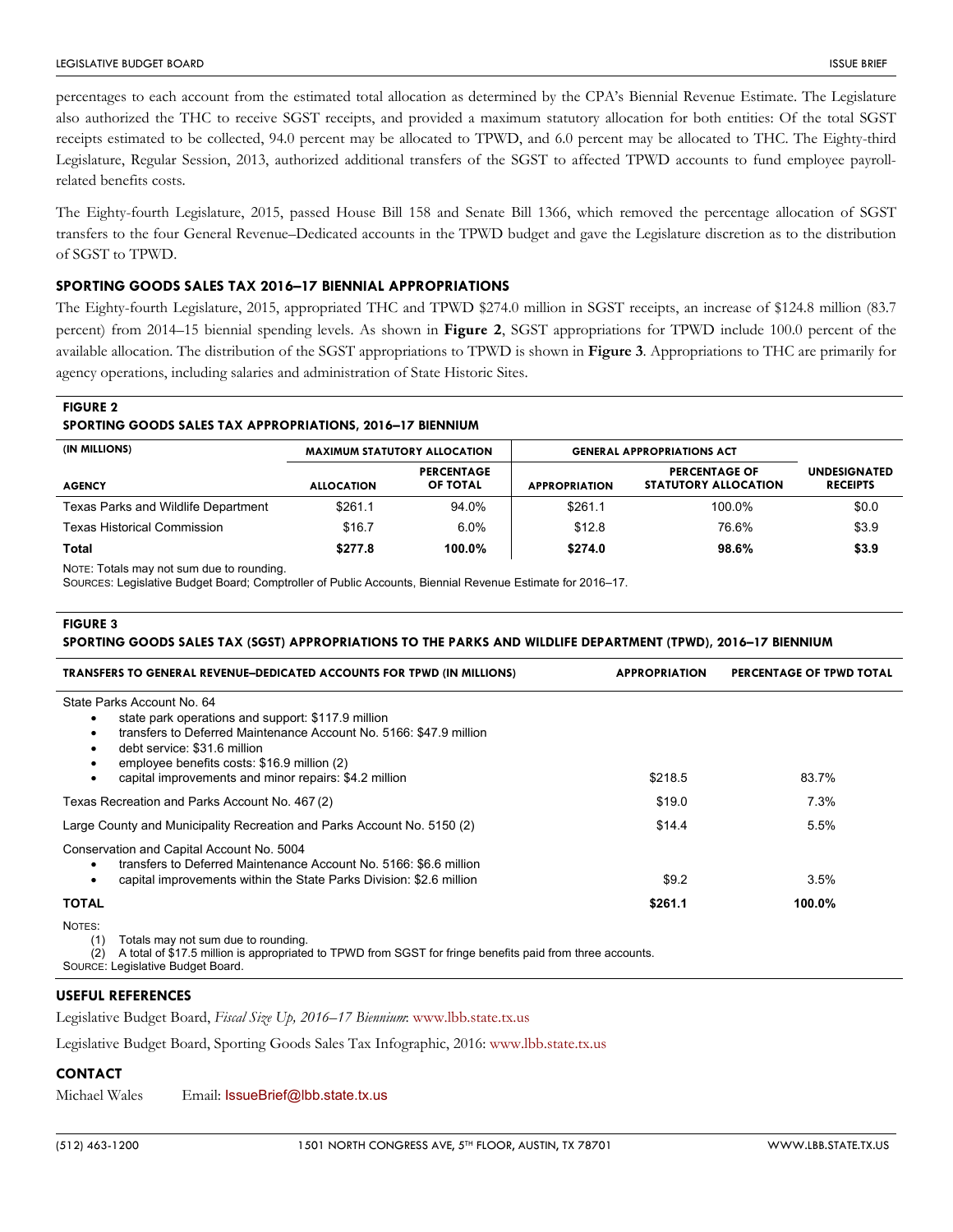percentages to each account from the estimated total allocation as determined by the CPA's Biennial Revenue Estimate. The Legislature also authorized the THC to receive SGST receipts, and provided a maximum statutory allocation for both entities: Of the total SGST receipts estimated to be collected, 94.0 percent may be allocated to TPWD, and 6.0 percent may be allocated to THC. The Eighty-third Legislature, Regular Session, 2013, authorized additional transfers of the SGST to affected TPWD accounts to fund employee payroll-related benefits costs.

The Eighty-fourth Legislature, 2015, passed House Bill 158 and Senate Bill 1366, which removed the percentage allocation of SGST transfers to the four General Revenue–Dedicated accounts in the TPWD budget and gave the Legislature discretion as to the distribution of SGST to TPWD.

## SPORTING GOODS SALES TAX 2016–17 BIENNIAL APPROPRIATIONS

The Eighty-fourth Legislature, 2015, appropriated THC and TPWD $274.0 million in SGST receipts, an increase of $124.8 million (83.7 percent) from 2014–15 biennial spending levels. As shown in **Figure 2**, SGST appropriations for TPWD include 100.0 percent of the available allocation. The distribution of the SGST appropriations to TPWD is shown in **Figure 3**. Appropriations to THC are primarily for agency operations, including salaries and administration of State Historic Sites.

**FIGURE 2**
**SPORTING GOODS SALES TAX APPROPRIATIONS, 2016–17 BIENNIUM**

| (IN MILLIONS) | MAXIMUM STATUTORY ALLOCATION | | GENERAL APPROPRIATIONS ACT | | |
|---|---|---|---|---|---|
| AGENCY | ALLOCATION | PERCENTAGE OF TOTAL | APPROPRIATION | PERCENTAGE OF STATUTORY ALLOCATION | UNDESIGNATED RECEIPTS |
| Texas Parks and Wildlife Department | $261.1 | 94.0% | $261.1 | 100.0% | $0.0 |
| Texas Historical Commission | $16.7 | 6.0% | $12.8 | 76.6% | $3.9 |
| **Total** | **$277.8** | **100.0%** | **$274.0** | **98.6%** | **$3.9** |

NOTE: Totals may not sum due to rounding.
SOURCES: Legislative Budget Board; Comptroller of Public Accounts, Biennial Revenue Estimate for 2016–17.

**FIGURE 3**
**SPORTING GOODS SALES TAX (SGST) APPROPRIATIONS TO THE PARKS AND WILDLIFE DEPARTMENT (TPWD), 2016–17 BIENNIUM**

| TRANSFERS TO GENERAL REVENUE–DEDICATED ACCOUNTS FOR TPWD (IN MILLIONS) | APPROPRIATION | PERCENTAGE OF TPWD TOTAL |
|---|---|---|
| State Parks Account No. 64<br>• state park operations and support: $117.9 million<br>• transfers to Deferred Maintenance Account No. 5166: $47.9 million<br>• debt service: $31.6 million<br>• employee benefits costs: $16.9 million (2)<br>• capital improvements and minor repairs: $4.2 million | $218.5 | 83.7% |
| Texas Recreation and Parks Account No. 467 (2) | $19.0 | 7.3% |
| Large County and Municipality Recreation and Parks Account No. 5150 (2) | $14.4 | 5.5% |
| Conservation and Capital Account No. 5004<br>• transfers to Deferred Maintenance Account No. 5166: $6.6 million<br>• capital improvements within the State Parks Division: $2.6 million | $9.2 | 3.5% |
| **TOTAL** | **$261.1** | **100.0%** |

NOTES:
(1) Totals may not sum due to rounding.
(2) A total of $17.5 million is appropriated to TPWD from SGST for fringe benefits paid from three accounts.
SOURCE: Legislative Budget Board.

## USEFUL REFERENCES

Legislative Budget Board, *Fiscal Size Up, 2016–17 Biennium*: www.lbb.state.tx.us

Legislative Budget Board, Sporting Goods Sales Tax Infographic, 2016: www.lbb.state.tx.us

## CONTACT

Michael Wales Email: IssueBrief@lbb.state.tx.us